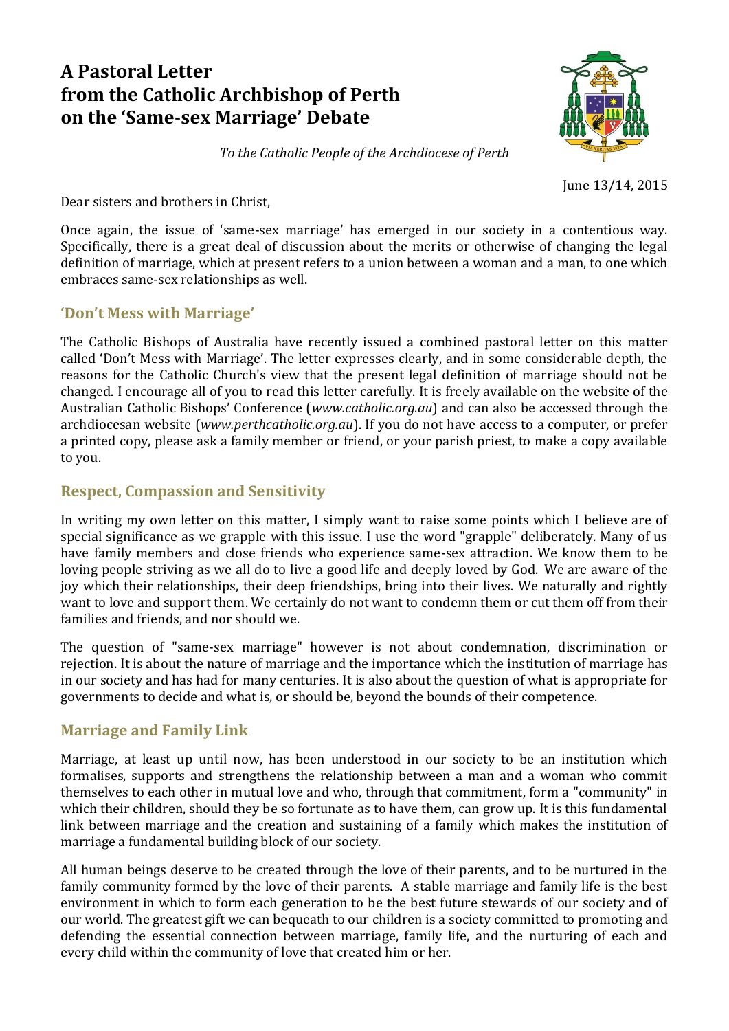# A Pastoral Letter from the Catholic Archbishop of Perth on the 'Same-sex Marriage' Debate

*To the Catholic People of the Archdiocese of Perth*

June 13/14, 2015

Dear sisters and brothers in Christ,

Once again, the issue of 'same-sex marriage' has emerged in our society in a contentious way. Specifically, there is a great deal of discussion about the merits or otherwise of changing the legal definition of marriage, which at present refers to a union between a woman and a man, to one which embraces same-sex relationships as well.

## 'Don't Mess with Marriage'

The Catholic Bishops of Australia have recently issued a combined pastoral letter on this matter called 'Don't Mess with Marriage'. The letter expresses clearly, and in some considerable depth, the reasons for the Catholic Church's view that the present legal definition of marriage should not be changed. I encourage all of you to read this letter carefully. It is freely available on the website of the Australian Catholic Bishops' Conference (*www.catholic.org.au*) and can also be accessed through the archdiocesan website (*www.perthcatholic.org.au*). If you do not have access to a computer, or prefer a printed copy, please ask a family member or friend, or your parish priest, to make a copy available to you.

## Respect, Compassion and Sensitivity

In writing my own letter on this matter, I simply want to raise some points which I believe are of special significance as we grapple with this issue. I use the word "grapple" deliberately. Many of us have family members and close friends who experience same-sex attraction. We know them to be loving people striving as we all do to live a good life and deeply loved by God. We are aware of the joy which their relationships, their deep friendships, bring into their lives. We naturally and rightly want to love and support them. We certainly do not want to condemn them or cut them off from their families and friends, and nor should we.

The question of "same-sex marriage" however is not about condemnation, discrimination or rejection. It is about the nature of marriage and the importance which the institution of marriage has in our society and has had for many centuries. It is also about the question of what is appropriate for governments to decide and what is, or should be, beyond the bounds of their competence.

## Marriage and Family Link

Marriage, at least up until now, has been understood in our society to be an institution which formalises, supports and strengthens the relationship between a man and a woman who commit themselves to each other in mutual love and who, through that commitment, form a "community" in which their children, should they be so fortunate as to have them, can grow up. It is this fundamental link between marriage and the creation and sustaining of a family which makes the institution of marriage a fundamental building block of our society.

All human beings deserve to be created through the love of their parents, and to be nurtured in the family community formed by the love of their parents. A stable marriage and family life is the best environment in which to form each generation to be the best future stewards of our society and of our world. The greatest gift we can bequeath to our children is a society committed to promoting and defending the essential connection between marriage, family life, and the nurturing of each and every child within the community of love that created him or her.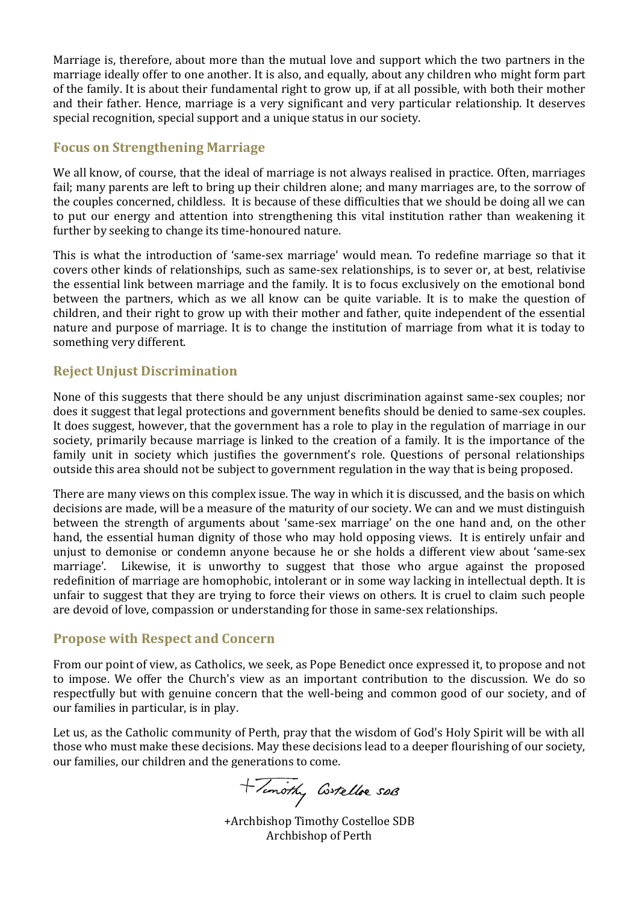Marriage is, therefore, about more than the mutual love and support which the two partners in the marriage ideally offer to one another. It is also, and equally, about any children who might form part of the family. It is about their fundamental right to grow up, if at all possible, with both their mother and their father. Hence, marriage is a very significant and very particular relationship. It deserves special recognition, special support and a unique status in our society.

## Focus on Strengthening Marriage

We all know, of course, that the ideal of marriage is not always realised in practice. Often, marriages fail; many parents are left to bring up their children alone; and many marriages are, to the sorrow of the couples concerned, childless. It is because of these difficulties that we should be doing all we can to put our energy and attention into strengthening this vital institution rather than weakening it further by seeking to change its time-honoured nature.

This is what the introduction of 'same-sex marriage' would mean. To redefine marriage so that it covers other kinds of relationships, such as same-sex relationships, is to sever or, at best, relativise the essential link between marriage and the family. It is to focus exclusively on the emotional bond between the partners, which as we all know can be quite variable. It is to make the question of children, and their right to grow up with their mother and father, quite independent of the essential nature and purpose of marriage. It is to change the institution of marriage from what it is today to something very different.

## Reject Unjust Discrimination

None of this suggests that there should be any unjust discrimination against same-sex couples; nor does it suggest that legal protections and government benefits should be denied to same-sex couples. It does suggest, however, that the government has a role to play in the regulation of marriage in our society, primarily because marriage is linked to the creation of a family. It is the importance of the family unit in society which justifies the government's role. Questions of personal relationships outside this area should not be subject to government regulation in the way that is being proposed.

There are many views on this complex issue. The way in which it is discussed, and the basis on which decisions are made, will be a measure of the maturity of our society. We can and we must distinguish between the strength of arguments about 'same-sex marriage' on the one hand and, on the other hand, the essential human dignity of those who may hold opposing views. It is entirely unfair and unjust to demonise or condemn anyone because he or she holds a different view about 'same-sex marriage'. Likewise, it is unworthy to suggest that those who argue against the proposed redefinition of marriage are homophobic, intolerant or in some way lacking in intellectual depth. It is unfair to suggest that they are trying to force their views on others. It is cruel to claim such people are devoid of love, compassion or understanding for those in same-sex relationships.

## Propose with Respect and Concern

From our point of view, as Catholics, we seek, as Pope Benedict once expressed it, to propose and not to impose. We offer the Church's view as an important contribution to the discussion. We do so respectfully but with genuine concern that the well-being and common good of our society, and of our families in particular, is in play.

Let us, as the Catholic community of Perth, pray that the wisdom of God's Holy Spirit will be with all those who must make these decisions. May these decisions lead to a deeper flourishing of our society, our families, our children and the generations to come.

+Timothy Costelloe SDB

+Archbishop Timothy Costelloe SDB
Archbishop of Perth